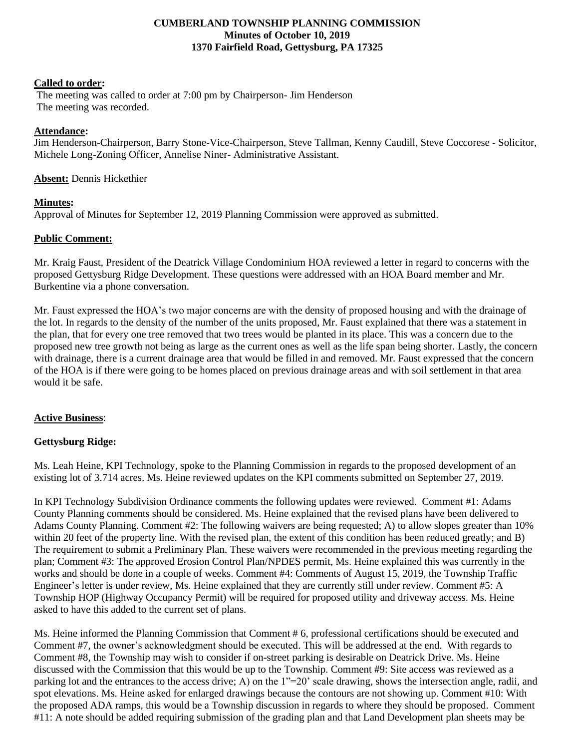**CUMBERLAND TOWNSHIP PLANNING COMMISSION**
**Minutes of October 10, 2019**
**1370 Fairfield Road, Gettysburg, PA 17325**

**Called to order:**

The meeting was called to order at 7:00 pm by Chairperson- Jim Henderson
The meeting was recorded.

**Attendance:**

Jim Henderson-Chairperson, Barry Stone-Vice-Chairperson, Steve Tallman, Kenny Caudill, Steve Coccorese - Solicitor, Michele Long-Zoning Officer, Annelise Niner- Administrative Assistant.

**Absent:** Dennis Hickethier

**Minutes:**

Approval of Minutes for September 12, 2019 Planning Commission were approved as submitted.

**Public Comment:**

Mr. Kraig Faust, President of the Deatrick Village Condominium HOA reviewed a letter in regard to concerns with the proposed Gettysburg Ridge Development. These questions were addressed with an HOA Board member and Mr. Burkentine via a phone conversation.

Mr. Faust expressed the HOA's two major concerns are with the density of proposed housing and with the drainage of the lot. In regards to the density of the number of the units proposed, Mr. Faust explained that there was a statement in the plan, that for every one tree removed that two trees would be planted in its place. This was a concern due to the proposed new tree growth not being as large as the current ones as well as the life span being shorter. Lastly, the concern with drainage, there is a current drainage area that would be filled in and removed. Mr. Faust expressed that the concern of the HOA is if there were going to be homes placed on previous drainage areas and with soil settlement in that area would it be safe.

**Active Business**:

**Gettysburg Ridge:**

Ms. Leah Heine, KPI Technology, spoke to the Planning Commission in regards to the proposed development of an existing lot of 3.714 acres. Ms. Heine reviewed updates on the KPI comments submitted on September 27, 2019.

In KPI Technology Subdivision Ordinance comments the following updates were reviewed. Comment #1: Adams County Planning comments should be considered. Ms. Heine explained that the revised plans have been delivered to Adams County Planning. Comment #2: The following waivers are being requested; A) to allow slopes greater than 10% within 20 feet of the property line. With the revised plan, the extent of this condition has been reduced greatly; and B) The requirement to submit a Preliminary Plan. These waivers were recommended in the previous meeting regarding the plan; Comment #3: The approved Erosion Control Plan/NPDES permit, Ms. Heine explained this was currently in the works and should be done in a couple of weeks. Comment #4: Comments of August 15, 2019, the Township Traffic Engineer's letter is under review, Ms. Heine explained that they are currently still under review. Comment #5: A Township HOP (Highway Occupancy Permit) will be required for proposed utility and driveway access. Ms. Heine asked to have this added to the current set of plans.

Ms. Heine informed the Planning Commission that Comment # 6, professional certifications should be executed and Comment #7, the owner's acknowledgment should be executed. This will be addressed at the end. With regards to Comment #8, the Township may wish to consider if on-street parking is desirable on Deatrick Drive. Ms. Heine discussed with the Commission that this would be up to the Township. Comment #9: Site access was reviewed as a parking lot and the entrances to the access drive; A) on the 1"=20' scale drawing, shows the intersection angle, radii, and spot elevations. Ms. Heine asked for enlarged drawings because the contours are not showing up. Comment #10: With the proposed ADA ramps, this would be a Township discussion in regards to where they should be proposed. Comment #11: A note should be added requiring submission of the grading plan and that Land Development plan sheets may be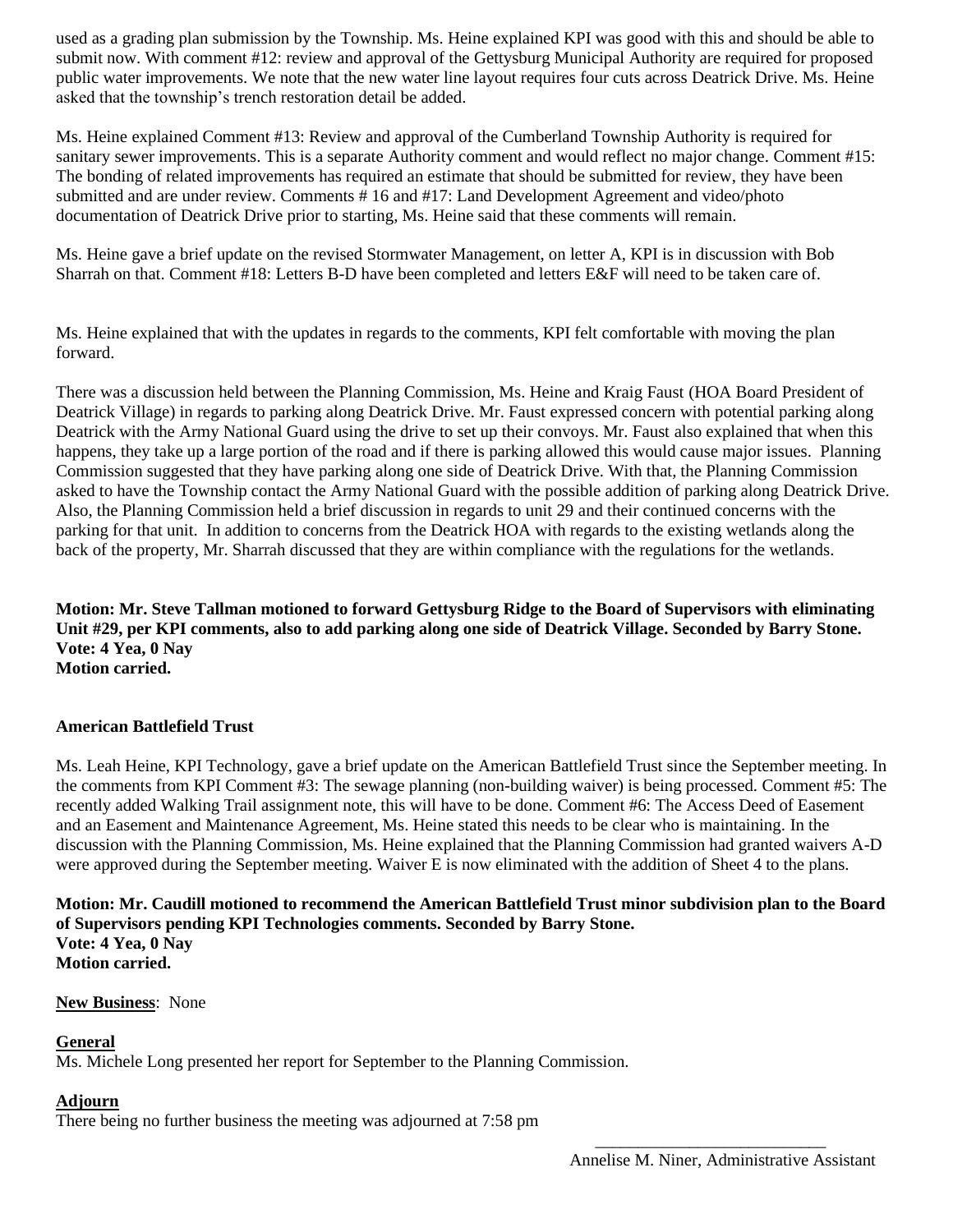used as a grading plan submission by the Township. Ms. Heine explained KPI was good with this and should be able to submit now. With comment #12: review and approval of the Gettysburg Municipal Authority are required for proposed public water improvements. We note that the new water line layout requires four cuts across Deatrick Drive. Ms. Heine asked that the township's trench restoration detail be added.

Ms. Heine explained Comment #13: Review and approval of the Cumberland Township Authority is required for sanitary sewer improvements. This is a separate Authority comment and would reflect no major change. Comment #15: The bonding of related improvements has required an estimate that should be submitted for review, they have been submitted and are under review. Comments # 16 and #17: Land Development Agreement and video/photo documentation of Deatrick Drive prior to starting, Ms. Heine said that these comments will remain.

Ms. Heine gave a brief update on the revised Stormwater Management, on letter A, KPI is in discussion with Bob Sharrah on that. Comment #18: Letters B-D have been completed and letters E&F will need to be taken care of.

Ms. Heine explained that with the updates in regards to the comments, KPI felt comfortable with moving the plan forward.

There was a discussion held between the Planning Commission, Ms. Heine and Kraig Faust (HOA Board President of Deatrick Village) in regards to parking along Deatrick Drive. Mr. Faust expressed concern with potential parking along Deatrick with the Army National Guard using the drive to set up their convoys. Mr. Faust also explained that when this happens, they take up a large portion of the road and if there is parking allowed this would cause major issues. Planning Commission suggested that they have parking along one side of Deatrick Drive. With that, the Planning Commission asked to have the Township contact the Army National Guard with the possible addition of parking along Deatrick Drive. Also, the Planning Commission held a brief discussion in regards to unit 29 and their continued concerns with the parking for that unit. In addition to concerns from the Deatrick HOA with regards to the existing wetlands along the back of the property, Mr. Sharrah discussed that they are within compliance with the regulations for the wetlands.

**Motion: Mr. Steve Tallman motioned to forward Gettysburg Ridge to the Board of Supervisors with eliminating Unit #29, per KPI comments, also to add parking along one side of Deatrick Village. Seconded by Barry Stone.**
**Vote: 4 Yea, 0 Nay**
**Motion carried.**

**American Battlefield Trust**

Ms. Leah Heine, KPI Technology, gave a brief update on the American Battlefield Trust since the September meeting. In the comments from KPI Comment #3: The sewage planning (non-building waiver) is being processed. Comment #5: The recently added Walking Trail assignment note, this will have to be done. Comment #6: The Access Deed of Easement and an Easement and Maintenance Agreement, Ms. Heine stated this needs to be clear who is maintaining. In the discussion with the Planning Commission, Ms. Heine explained that the Planning Commission had granted waivers A-D were approved during the September meeting. Waiver E is now eliminated with the addition of Sheet 4 to the plans.

**Motion: Mr. Caudill motioned to recommend the American Battlefield Trust minor subdivision plan to the Board of Supervisors pending KPI Technologies comments. Seconded by Barry Stone.**
**Vote: 4 Yea, 0 Nay**
**Motion carried.**

**New Business**: None

**General**
Ms. Michele Long presented her report for September to the Planning Commission.

**Adjourn**
There being no further business the meeting was adjourned at 7:58 pm

\_\_\_\_\_\_\_\_\_\_\_\_\_\_\_\_\_\_\_\_\_\_\_\_\_\_\_\_
Annelise M. Niner, Administrative Assistant